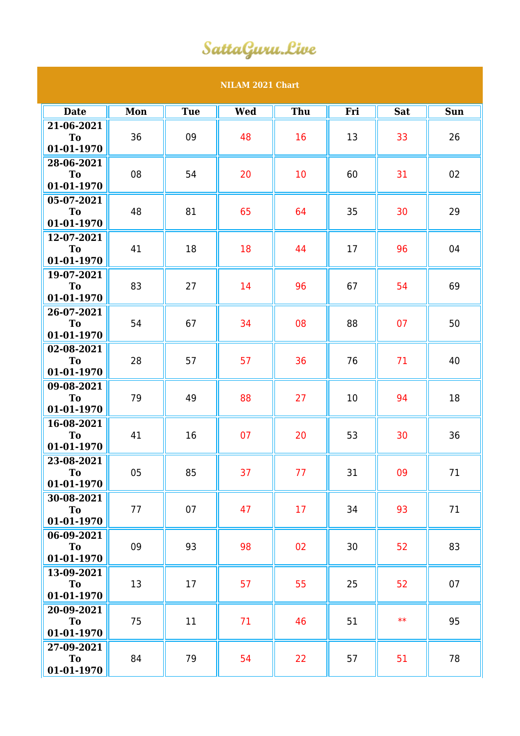SattaGuru.Live

## NILAM 2021 Chart

| Date | Mon | Tue | Wed | Thu | Fri | Sat | Sun |
|---|---|---|---|---|---|---|---|
| 21-06-2021 To 01-01-1970 | 36 | 09 | 48 | 16 | 13 | 33 | 26 |
| 28-06-2021 To 01-01-1970 | 08 | 54 | 20 | 10 | 60 | 31 | 02 |
| 05-07-2021 To 01-01-1970 | 48 | 81 | 65 | 64 | 35 | 30 | 29 |
| 12-07-2021 To 01-01-1970 | 41 | 18 | 18 | 44 | 17 | 96 | 04 |
| 19-07-2021 To 01-01-1970 | 83 | 27 | 14 | 96 | 67 | 54 | 69 |
| 26-07-2021 To 01-01-1970 | 54 | 67 | 34 | 08 | 88 | 07 | 50 |
| 02-08-2021 To 01-01-1970 | 28 | 57 | 57 | 36 | 76 | 71 | 40 |
| 09-08-2021 To 01-01-1970 | 79 | 49 | 88 | 27 | 10 | 94 | 18 |
| 16-08-2021 To 01-01-1970 | 41 | 16 | 07 | 20 | 53 | 30 | 36 |
| 23-08-2021 To 01-01-1970 | 05 | 85 | 37 | 77 | 31 | 09 | 71 |
| 30-08-2021 To 01-01-1970 | 77 | 07 | 47 | 17 | 34 | 93 | 71 |
| 06-09-2021 To 01-01-1970 | 09 | 93 | 98 | 02 | 30 | 52 | 83 |
| 13-09-2021 To 01-01-1970 | 13 | 17 | 57 | 55 | 25 | 52 | 07 |
| 20-09-2021 To 01-01-1970 | 75 | 11 | 71 | 46 | 51 | ** | 95 |
| 27-09-2021 To 01-01-1970 | 84 | 79 | 54 | 22 | 57 | 51 | 78 |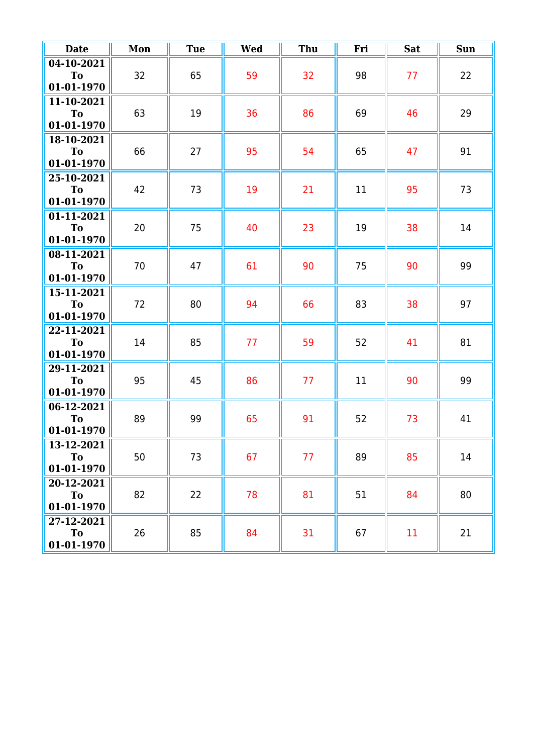| Date | Mon | Tue | Wed | Thu | Fri | Sat | Sun |
|---|---|---|---|---|---|---|---|
| **04-10-2021 To 01-01-1970** | 32 | 65 | 59 | 32 | 98 | 77 | 22 |
| **11-10-2021 To 01-01-1970** | 63 | 19 | 36 | 86 | 69 | 46 | 29 |
| **18-10-2021 To 01-01-1970** | 66 | 27 | 95 | 54 | 65 | 47 | 91 |
| **25-10-2021 To 01-01-1970** | 42 | 73 | 19 | 21 | 11 | 95 | 73 |
| **01-11-2021 To 01-01-1970** | 20 | 75 | 40 | 23 | 19 | 38 | 14 |
| **08-11-2021 To 01-01-1970** | 70 | 47 | 61 | 90 | 75 | 90 | 99 |
| **15-11-2021 To 01-01-1970** | 72 | 80 | 94 | 66 | 83 | 38 | 97 |
| **22-11-2021 To 01-01-1970** | 14 | 85 | 77 | 59 | 52 | 41 | 81 |
| **29-11-2021 To 01-01-1970** | 95 | 45 | 86 | 77 | 11 | 90 | 99 |
| **06-12-2021 To 01-01-1970** | 89 | 99 | 65 | 91 | 52 | 73 | 41 |
| **13-12-2021 To 01-01-1970** | 50 | 73 | 67 | 77 | 89 | 85 | 14 |
| **20-12-2021 To 01-01-1970** | 82 | 22 | 78 | 81 | 51 | 84 | 80 |
| **27-12-2021 To 01-01-1970** | 26 | 85 | 84 | 31 | 67 | 11 | 21 |